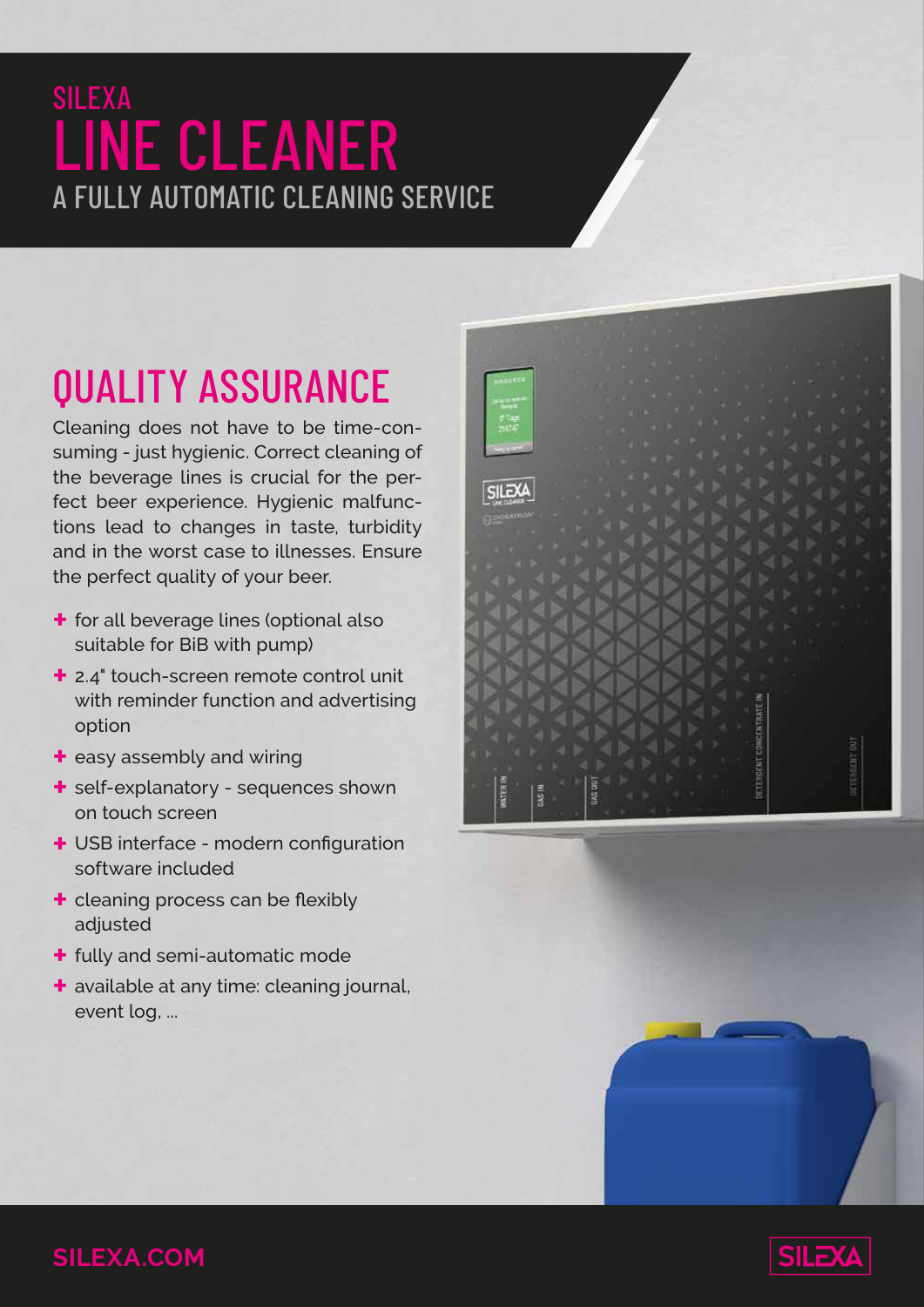# SILEXA LINE CLEANER

## A FULLY AUTOMATIC CLEANING SERVICE

## QUALITY ASSURANCE

Cleaning does not have to be time-consuming - just hygienic. Correct cleaning of the beverage lines is crucial for the perfect beer experience. Hygienic malfunctions lead to changes in taste, turbidity and in the worst case to illnesses. Ensure the perfect quality of your beer.

- for all beverage lines (optional also suitable for BiB with pump)
- 2.4" touch-screen remote control unit with reminder function and advertising option
- easy assembly and wiring
- self-explanatory - sequences shown on touch screen
- USB interface - modern configuration software included
- cleaning process can be flexibly adjusted
- fully and semi-automatic mode
- available at any time: cleaning journal, event log, ...

SILEXA.COM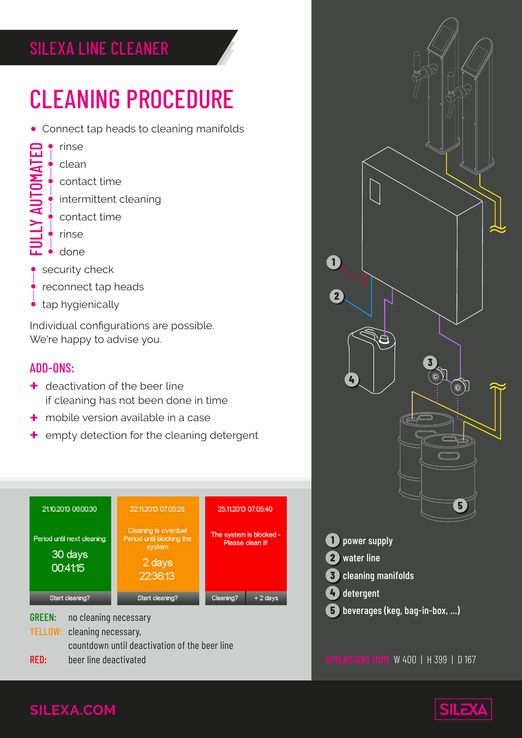# SILEXA LINE CLEANER

## CLEANING PROCEDURE

- Connect tap heads to cleaning manifolds

FULLY AUTOMATED

- rinse
- clean
- contact time
- intermittent cleaning
- contact time
- rinse
- done

- security check
- reconnect tap heads
- tap hygienically

Individual configurations are possible.
We're happy to advise you.

## ADD-ONS:

+ deactivation of the beer line if cleaning has not been done in time
+ mobile version available in a case
+ empty detection for the cleaning detergent

21.10.2013 06:00:30
Period until next cleaning:
30 days
00:41:15
Start cleaning?

22.11.2013 07:05:28
Cleaning is overdue! Period until blocking the system:
2 days
22:36:13
Start cleaning?

25.11.2013 07:05:40
The system is blocked - Please clean it!
Cleaning? | + 2 days

GREEN: no cleaning necessary
YELLOW: cleaning necessary, countdown until deactivation of the beer line
RED: beer line deactivated

1 power supply
2 water line
3 cleaning manifolds
4 detergent
5 beverages (keg, bag-in-box, ...)

DIMENSIONS (MM): W 400 | H 399 | D 167

SILEXA.COM

SILEXA